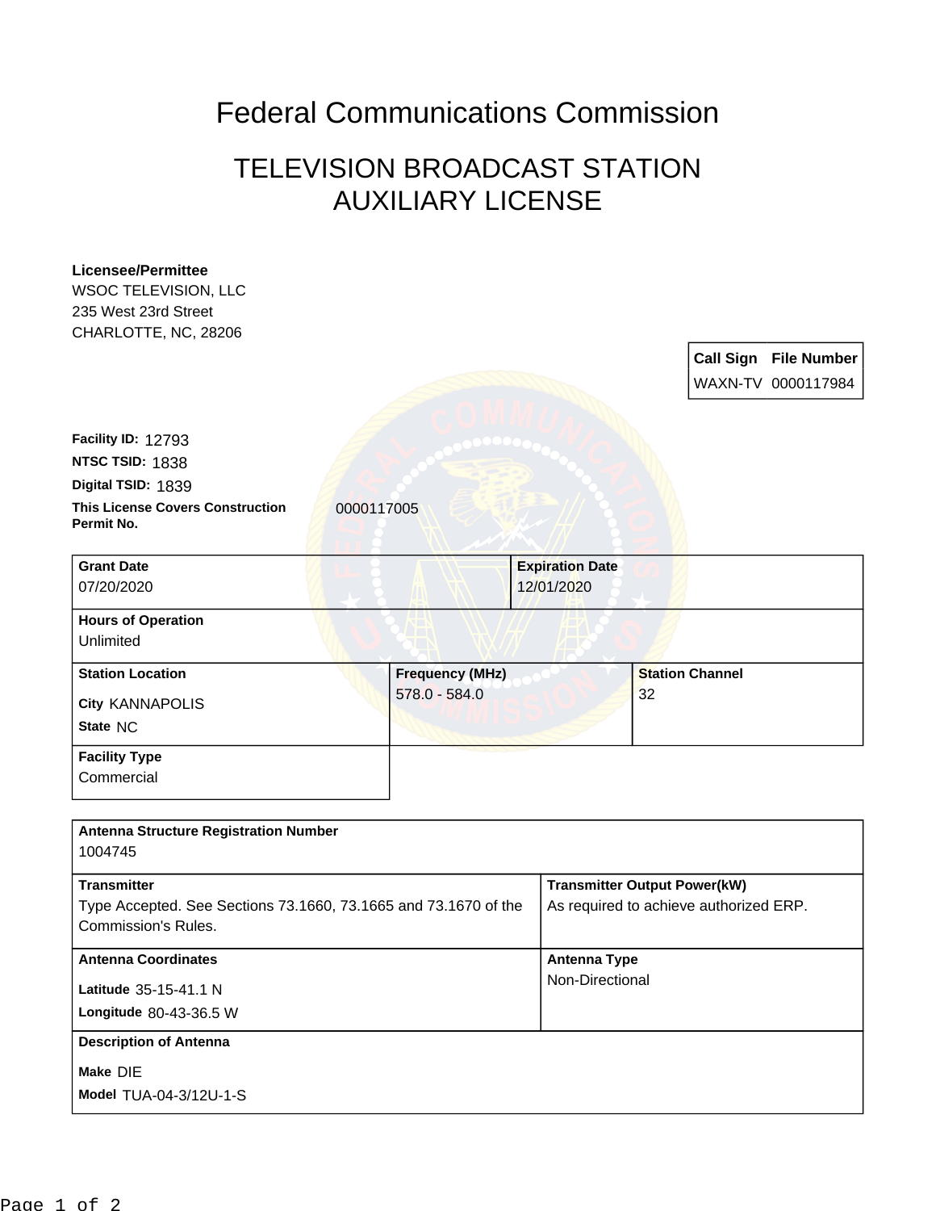# Federal Communications Commission

## TELEVISION BROADCAST STATION AUXILIARY LICENSE

**Licensee/Permittee**
WSOC TELEVISION, LLC
235 West 23rd Street
CHARLOTTE, NC, 28206

| Call Sign | File Number |
| --- | --- |
| WAXN-TV | 0000117984 |

**Facility ID:** 12793
**NTSC TSID:** 1838
**Digital TSID:** 1839
**This License Covers Construction Permit No.** 0000117005

| Grant Date | Expiration Date |
| --- | --- |
| 07/20/2020 | 12/01/2020 |

**Hours of Operation**
Unlimited

| Station Location | Frequency (MHz) | Station Channel |
| --- | --- | --- |
| City KANNAPOLIS<br>State NC | 578.0 - 584.0 | 32 |

**Facility Type**
Commercial

**Antenna Structure Registration Number**
1004745

| Transmitter | Transmitter Output Power(kW) |
| --- | --- |
| Type Accepted. See Sections 73.1660, 73.1665 and 73.1670 of the Commission's Rules. | As required to achieve authorized ERP. |

| Antenna Coordinates | Antenna Type |
| --- | --- |
| Latitude 35-15-41.1 N<br>Longitude 80-43-36.5 W | Non-Directional |

**Description of Antenna**
**Make** DIE
**Model** TUA-04-3/12U-1-S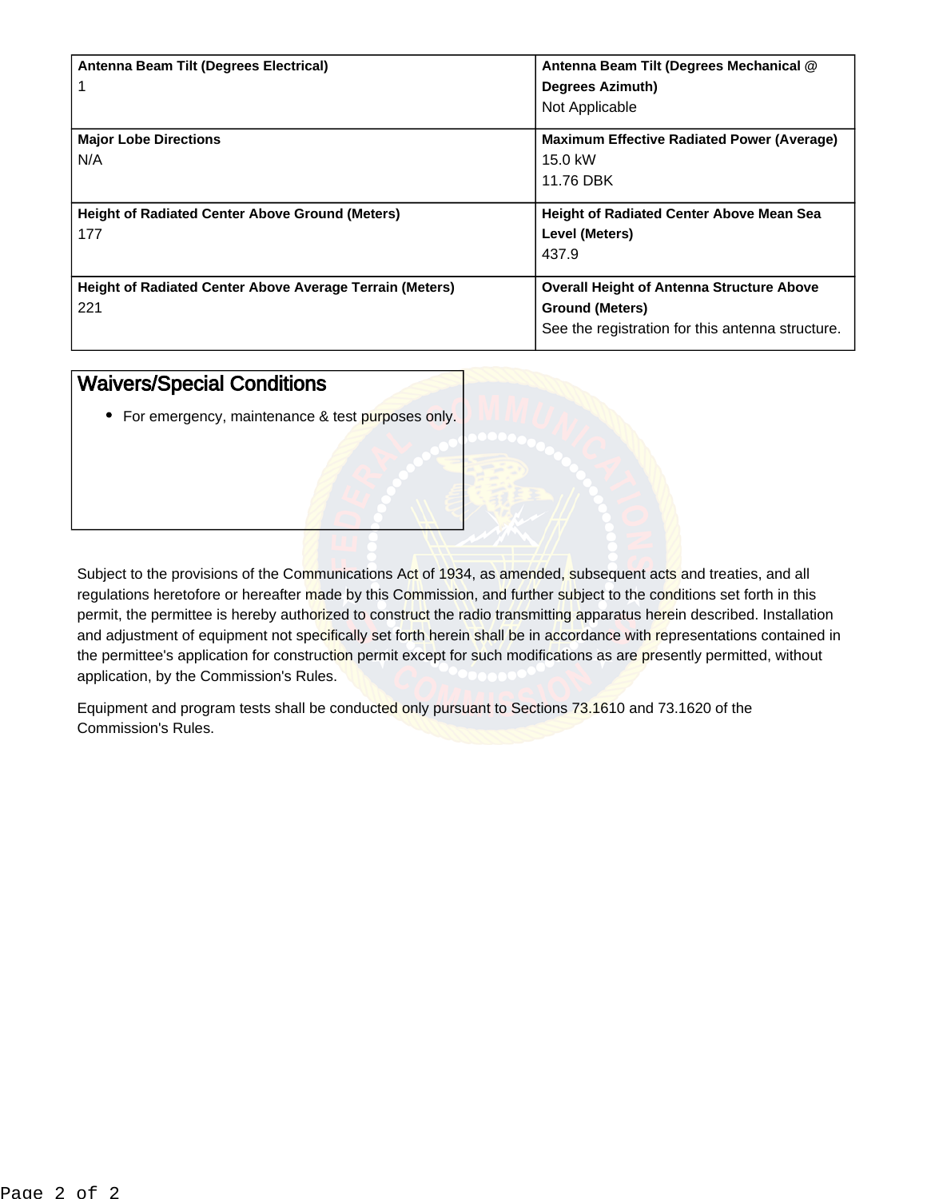| | |
|---|---|
| **Antenna Beam Tilt (Degrees Electrical)**<br>1 | **Antenna Beam Tilt (Degrees Mechanical @ Degrees Azimuth)**<br>Not Applicable |
| **Major Lobe Directions**<br>N/A | **Maximum Effective Radiated Power (Average)**<br>15.0 kW<br>11.76 DBK |
| **Height of Radiated Center Above Ground (Meters)**<br>177 | **Height of Radiated Center Above Mean Sea Level (Meters)**<br>437.9 |
| **Height of Radiated Center Above Average Terrain (Meters)**<br>221 | **Overall Height of Antenna Structure Above Ground (Meters)**<br>See the registration for this antenna structure. |

## Waivers/Special Conditions

- For emergency, maintenance & test purposes only.

Subject to the provisions of the Communications Act of 1934, as amended, subsequent acts and treaties, and all regulations heretofore or hereafter made by this Commission, and further subject to the conditions set forth in this permit, the permittee is hereby authorized to construct the radio transmitting apparatus herein described. Installation and adjustment of equipment not specifically set forth herein shall be in accordance with representations contained in the permittee's application for construction permit except for such modifications as are presently permitted, without application, by the Commission's Rules.

Equipment and program tests shall be conducted only pursuant to Sections 73.1610 and 73.1620 of the Commission's Rules.